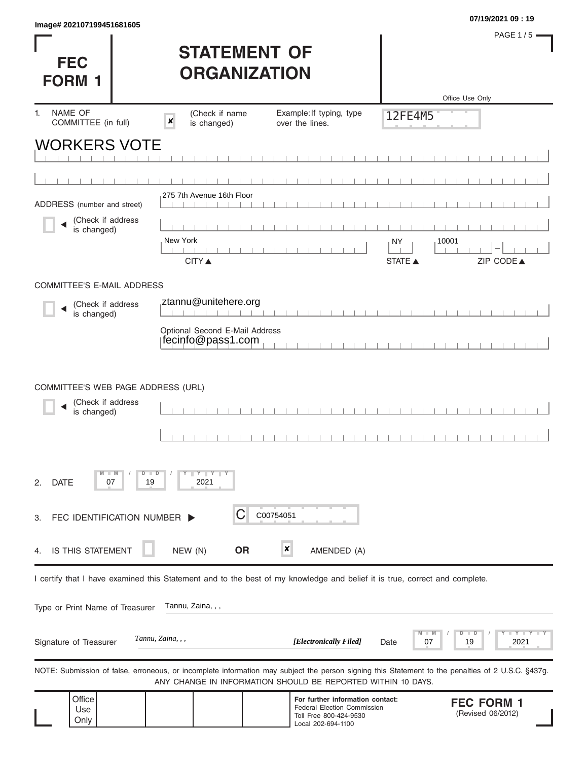Image# 202107199451681605

07/19/2021 09 : 19

# FEC FORM 1

# STATEMENT OF ORGANIZATION

Office Use Only

12FE4M5

1. NAME OF COMMITTEE (in full) [x] (Check if name is changed) Example: If typing, type over the lines.

WORKERS VOTE

ADDRESS (number and street)

[ ] (Check if address is changed)

275 7th Avenue 16th Floor

| CITY | STATE | ZIP CODE |
|---|---|---|
| New York | NY | 10001 |

COMMITTEE'S E-MAIL ADDRESS

[ ] (Check if address is changed)

ztannu@unitehere.org

Optional Second E-Mail Address

fecinfo@pass1.com

COMMITTEE'S WEB PAGE ADDRESS (URL)

[ ] (Check if address is changed)

2. DATE 07 / 19 / 2021

3. FEC IDENTIFICATION NUMBER ▶ C C00754051

4. IS THIS STATEMENT [ ] NEW (N) **OR** [x] AMENDED (A)

I certify that I have examined this Statement and to the best of my knowledge and belief it is true, correct and complete.

Type or Print Name of Treasurer Tannu, Zaina, , ,

Signature of Treasurer *Tannu, Zaina, , ,* ***[Electronically Filed]*** Date 07 / 19 / 2021

NOTE: Submission of false, erroneous, or incomplete information may subject the person signing this Statement to the penalties of 2 U.S.C. §437g. ANY CHANGE IN INFORMATION SHOULD BE REPORTED WITHIN 10 DAYS.

Office Use Only

**For further information contact:**
Federal Election Commission
Toll Free 800-424-9530
Local 202-694-1100

**FEC FORM 1**
(Revised 06/2012)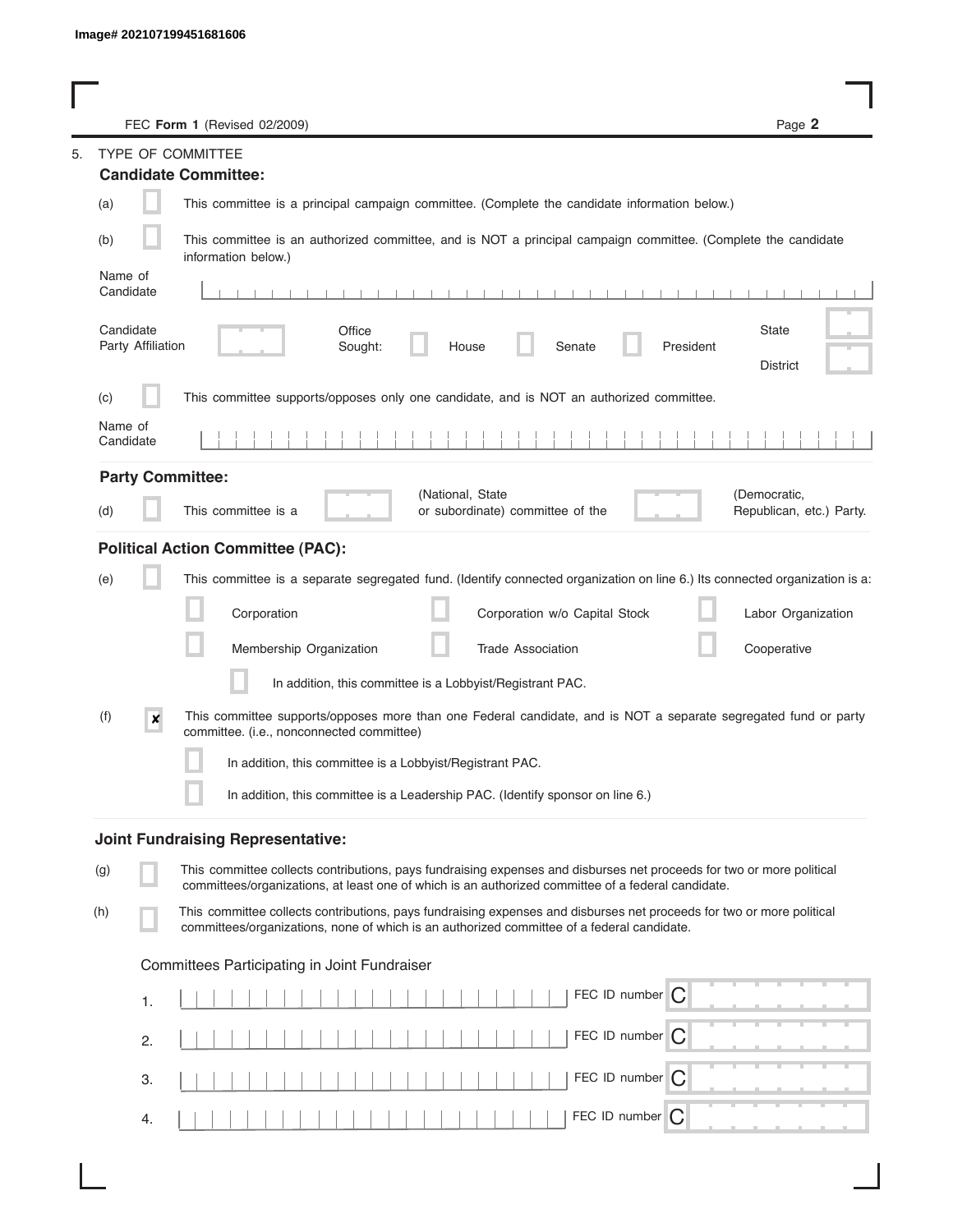Image# 202107199451681606

FEC **Form 1** (Revised 02/2009)

5. TYPE OF COMMITTEE

**Candidate Committee:**

(a) ☐ This committee is a principal campaign committee. (Complete the candidate information below.)

(b) ☐ This committee is an authorized committee, and is NOT a principal campaign committee. (Complete the candidate information below.)

Name of Candidate

Candidate Party Affiliation

Office Sought: ☐ House ☐ Senate ☐ President

State

District

(c) ☐ This committee supports/opposes only one candidate, and is NOT an authorized committee.

Name of Candidate

**Party Committee:**

(d) ☐ This committee is a (National, State or subordinate) committee of the (Democratic, Republican, etc.) Party.

**Political Action Committee (PAC):**

(e) ☐ This committee is a separate segregated fund. (Identify connected organization on line 6.) Its connected organization is a:

☐ Corporation ☐ Corporation w/o Capital Stock ☐ Labor Organization

☐ Membership Organization ☐ Trade Association ☐ Cooperative

☐ In addition, this committee is a Lobbyist/Registrant PAC.

(f) ☒ This committee supports/opposes more than one Federal candidate, and is NOT a separate segregated fund or party committee. (i.e., nonconnected committee)

☐ In addition, this committee is a Lobbyist/Registrant PAC.

☐ In addition, this committee is a Leadership PAC. (Identify sponsor on line 6.)

**Joint Fundraising Representative:**

(g) ☐ This committee collects contributions, pays fundraising expenses and disburses net proceeds for two or more political committees/organizations, at least one of which is an authorized committee of a federal candidate.

(h) ☐ This committee collects contributions, pays fundraising expenses and disburses net proceeds for two or more political committees/organizations, none of which is an authorized committee of a federal candidate.

Committees Participating in Joint Fundraiser

1. FEC ID number C

2. FEC ID number C

3. FEC ID number C

4. FEC ID number C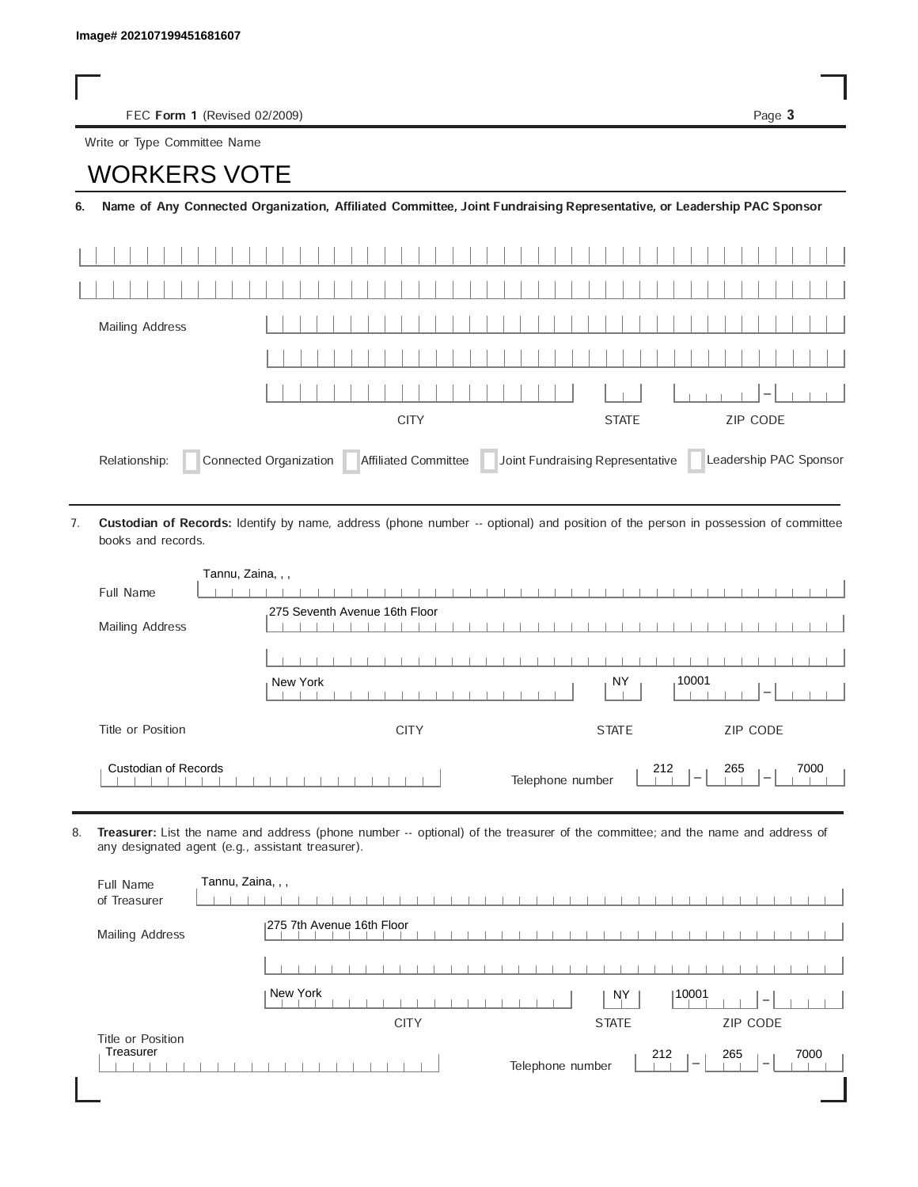Image# 202107199451681607

FEC **Form 1** (Revised 02/2009)

Write or Type Committee Name

# WORKERS VOTE

**6. Name of Any Connected Organization, Affiliated Committee, Joint Fundraising Representative, or Leadership PAC Sponsor**

Mailing Address

CITY | STATE | ZIP CODE

Relationship: ☐ Connected Organization ☐ Affiliated Committee ☐ Joint Fundraising Representative ☐ Leadership PAC Sponsor

---

7. **Custodian of Records:** Identify by name, address (phone number -- optional) and position of the person in possession of committee books and records.

Full Name: Tannu, Zaina, , ,

Mailing Address: 275 Seventh Avenue 16th Floor

| CITY | STATE | ZIP CODE |
| --- | --- | --- |
| New York | NY | 10001 |

Title or Position: Custodian of Records

Telephone number: 212 – 265 – 7000

---

8. **Treasurer:** List the name and address (phone number -- optional) of the treasurer of the committee; and the name and address of any designated agent (e.g., assistant treasurer).

Full Name of Treasurer: Tannu, Zaina, , ,

Mailing Address: 275 7th Avenue 16th Floor

| CITY | STATE | ZIP CODE |
| --- | --- | --- |
| New York | NY | 10001 |

Title or Position: Treasurer

Telephone number: 212 – 265 – 7000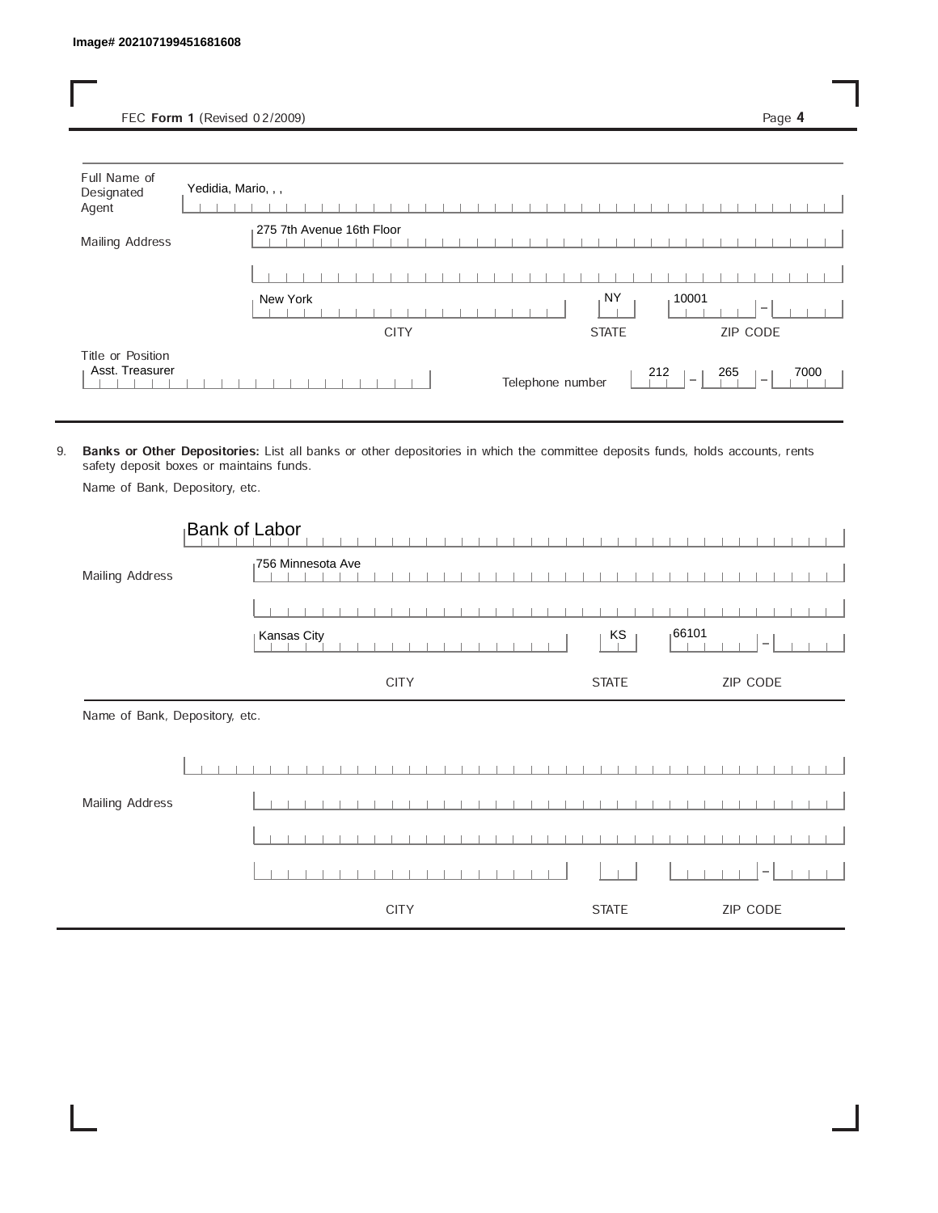Image# 202107199451681608

FEC **Form 1** (Revised 02/2009)

---

**Full Name of Designated Agent:** Yedidia, Mario, , ,

**Mailing Address:** 275 7th Avenue 16th Floor

| CITY | STATE | ZIP CODE |
| --- | --- | --- |
| New York | NY | 10001 - |

**Title or Position:** Asst. Treasurer

**Telephone number:** 212 - 265 - 7000

---

9. **Banks or Other Depositories:** List all banks or other depositories in which the committee deposits funds, holds accounts, rents safety deposit boxes or maintains funds.

Name of Bank, Depository, etc.

Bank of Labor

**Mailing Address:** 756 Minnesota Ave

| CITY | STATE | ZIP CODE |
| --- | --- | --- |
| Kansas City | KS | 66101 - |

---

Name of Bank, Depository, etc.

**Mailing Address:**

| CITY | STATE | ZIP CODE |
| --- | --- | --- |
| | | - |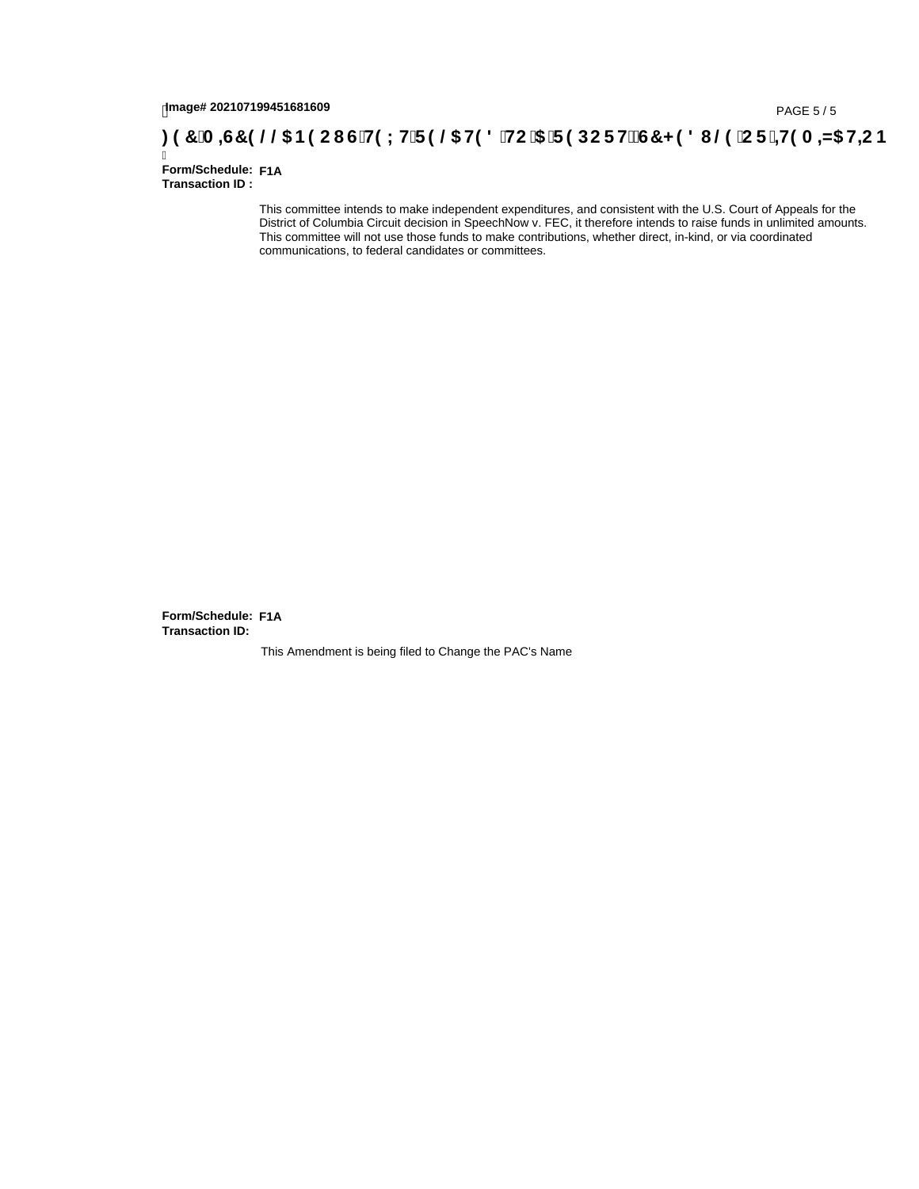## FEC MISCELLANEOUS TEXT RELATED TO A REPORT, SCHEDULE OR ITEMIZATION

**Form/Schedule:** F1A
**Transaction ID :**

This committee intends to make independent expenditures, and consistent with the U.S. Court of Appeals for the District of Columbia Circuit decision in SpeechNow v. FEC, it therefore intends to raise funds in unlimited amounts. This committee will not use those funds to make contributions, whether direct, in-kind, or via coordinated communications, to federal candidates or committees.

**Form/Schedule:** F1A
**Transaction ID:**

This Amendment is being filed to Change the PAC's Name